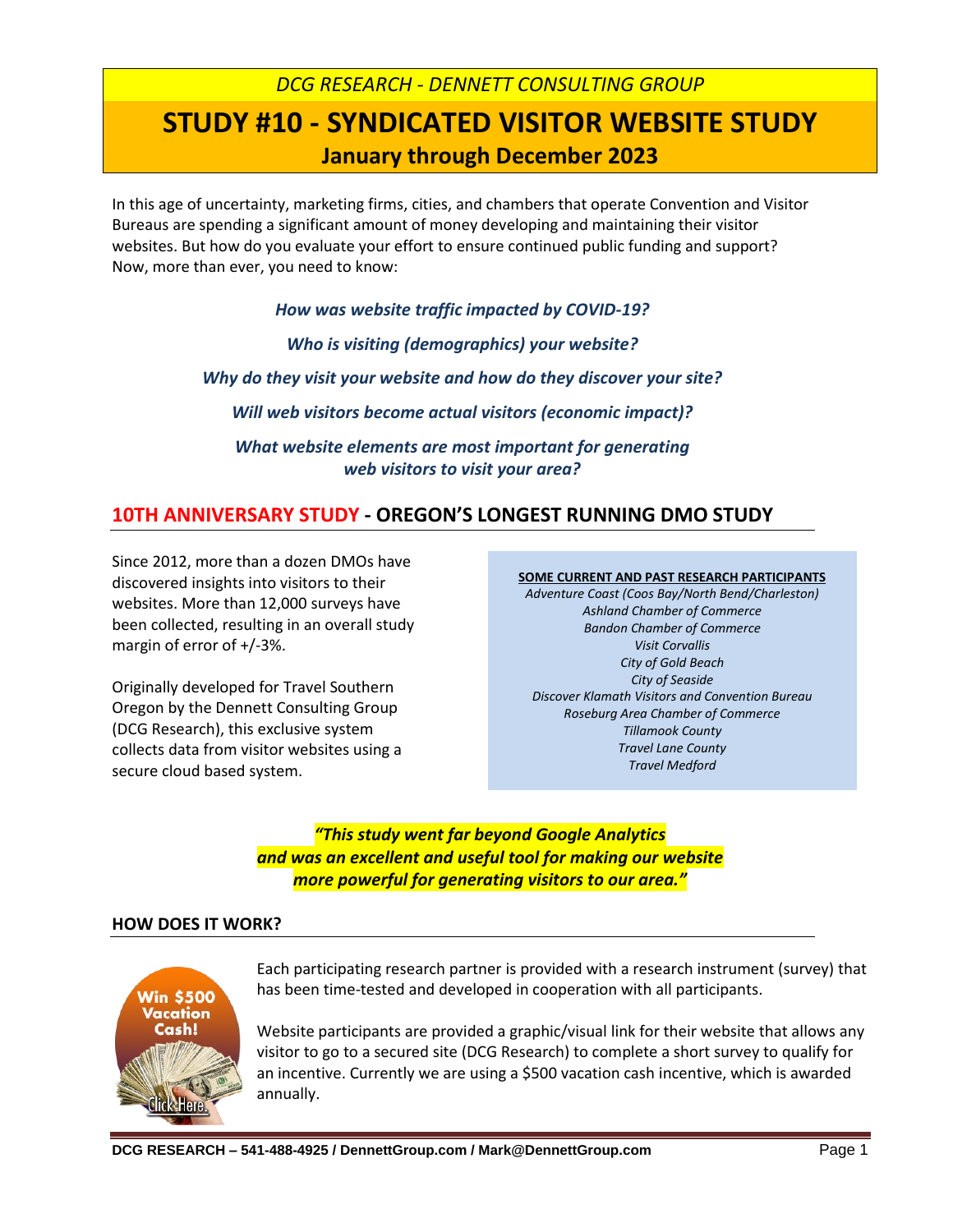*DCG RESEARCH - DENNETT CONSULTING GROUP*

# STUDY #10 - SYNDICATED VISITOR WEBSITE STUDY

## January through December 2023

In this age of uncertainty, marketing firms, cities, and chambers that operate Convention and Visitor Bureaus are spending a significant amount of money developing and maintaining their visitor websites. But how do you evaluate your effort to ensure continued public funding and support? Now, more than ever, you need to know:

***How was website traffic impacted by COVID-19?***

***Who is visiting (demographics) your website?***

***Why do they visit your website and how do they discover your site?***

***Will web visitors become actual visitors (economic impact)?***

***What website elements are most important for generating web visitors to visit your area?***

## 10TH ANNIVERSARY STUDY - OREGON'S LONGEST RUNNING DMO STUDY

Since 2012, more than a dozen DMOs have discovered insights into visitors to their websites. More than 12,000 surveys have been collected, resulting in an overall study margin of error of +/-3%.

Originally developed for Travel Southern Oregon by the Dennett Consulting Group (DCG Research), this exclusive system collects data from visitor websites using a secure cloud based system.

**SOME CURRENT AND PAST RESEARCH PARTICIPANTS**

*Adventure Coast (Coos Bay/North Bend/Charleston)*
*Ashland Chamber of Commerce*
*Bandon Chamber of Commerce*
*Visit Corvallis*
*City of Gold Beach*
*City of Seaside*
*Discover Klamath Visitors and Convention Bureau*
*Roseburg Area Chamber of Commerce*
*Tillamook County*
*Travel Lane County*
*Travel Medford*

***"This study went far beyond Google Analytics and was an excellent and useful tool for making our website more powerful for generating visitors to our area."***

### HOW DOES IT WORK?

Win $500 Vacation Cash! Click Here.

Each participating research partner is provided with a research instrument (survey) that has been time-tested and developed in cooperation with all participants.

Website participants are provided a graphic/visual link for their website that allows any visitor to go to a secured site (DCG Research) to complete a short survey to qualify for an incentive. Currently we are using a $500 vacation cash incentive, which is awarded annually.

**DCG RESEARCH – 541-488-4925 / DennettGroup.com / Mark@DennettGroup.com**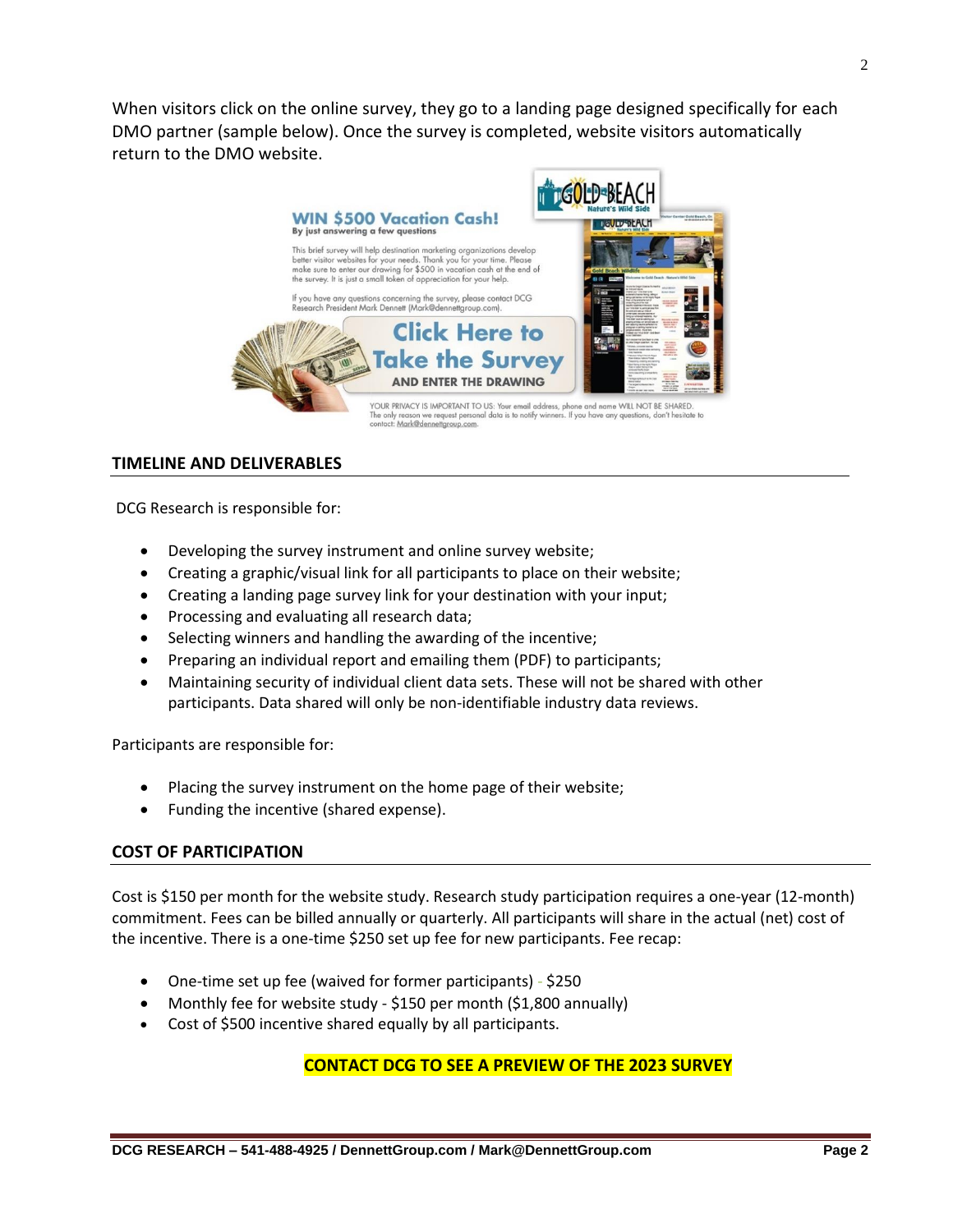When visitors click on the online survey, they go to a landing page designed specifically for each DMO partner (sample below). Once the survey is completed, website visitors automatically return to the DMO website.

## TIMELINE AND DELIVERABLES

DCG Research is responsible for:

- Developing the survey instrument and online survey website;
- Creating a graphic/visual link for all participants to place on their website;
- Creating a landing page survey link for your destination with your input;
- Processing and evaluating all research data;
- Selecting winners and handling the awarding of the incentive;
- Preparing an individual report and emailing them (PDF) to participants;
- Maintaining security of individual client data sets. These will not be shared with other participants. Data shared will only be non-identifiable industry data reviews.

Participants are responsible for:

- Placing the survey instrument on the home page of their website;
- Funding the incentive (shared expense).

## COST OF PARTICIPATION

Cost is $150 per month for the website study. Research study participation requires a one-year (12-month) commitment. Fees can be billed annually or quarterly. All participants will share in the actual (net) cost of the incentive. There is a one-time $250 set up fee for new participants. Fee recap:

- One-time set up fee (waived for former participants) - $250
- Monthly fee for website study - $150 per month ($1,800 annually)
- Cost of $500 incentive shared equally by all participants.

**CONTACT DCG TO SEE A PREVIEW OF THE 2023 SURVEY**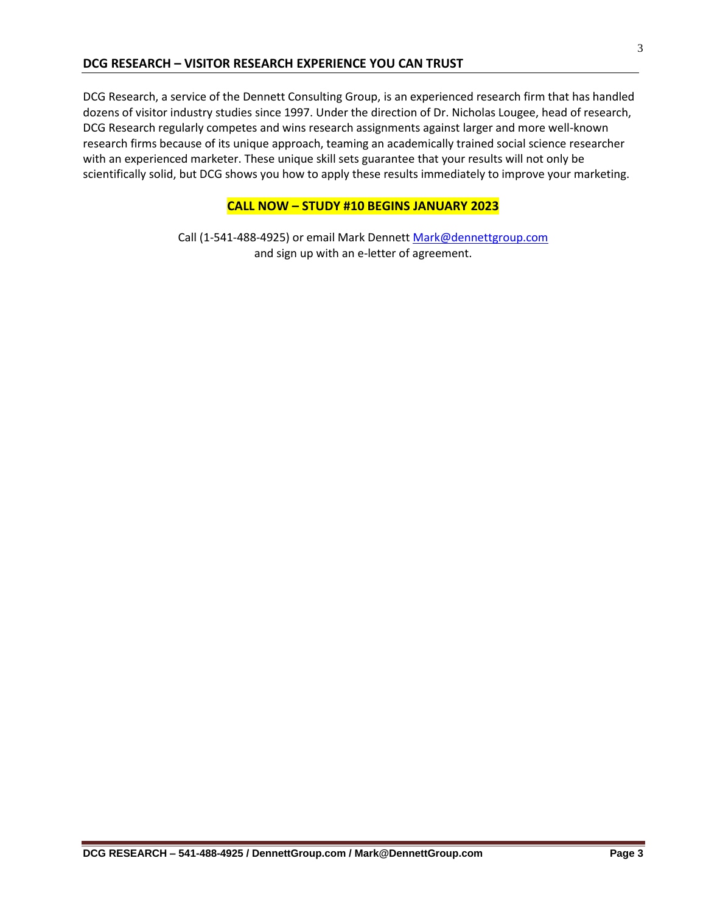## DCG RESEARCH – VISITOR RESEARCH EXPERIENCE YOU CAN TRUST

DCG Research, a service of the Dennett Consulting Group, is an experienced research firm that has handled dozens of visitor industry studies since 1997. Under the direction of Dr. Nicholas Lougee, head of research, DCG Research regularly competes and wins research assignments against larger and more well-known research firms because of its unique approach, teaming an academically trained social science researcher with an experienced marketer. These unique skill sets guarantee that your results will not only be scientifically solid, but DCG shows you how to apply these results immediately to improve your marketing.

**CALL NOW – STUDY #10 BEGINS JANUARY 2023**

Call (1-541-488-4925) or email Mark Dennett [Mark@dennettgroup.com](mailto:Mark@dennettgroup.com) and sign up with an e-letter of agreement.